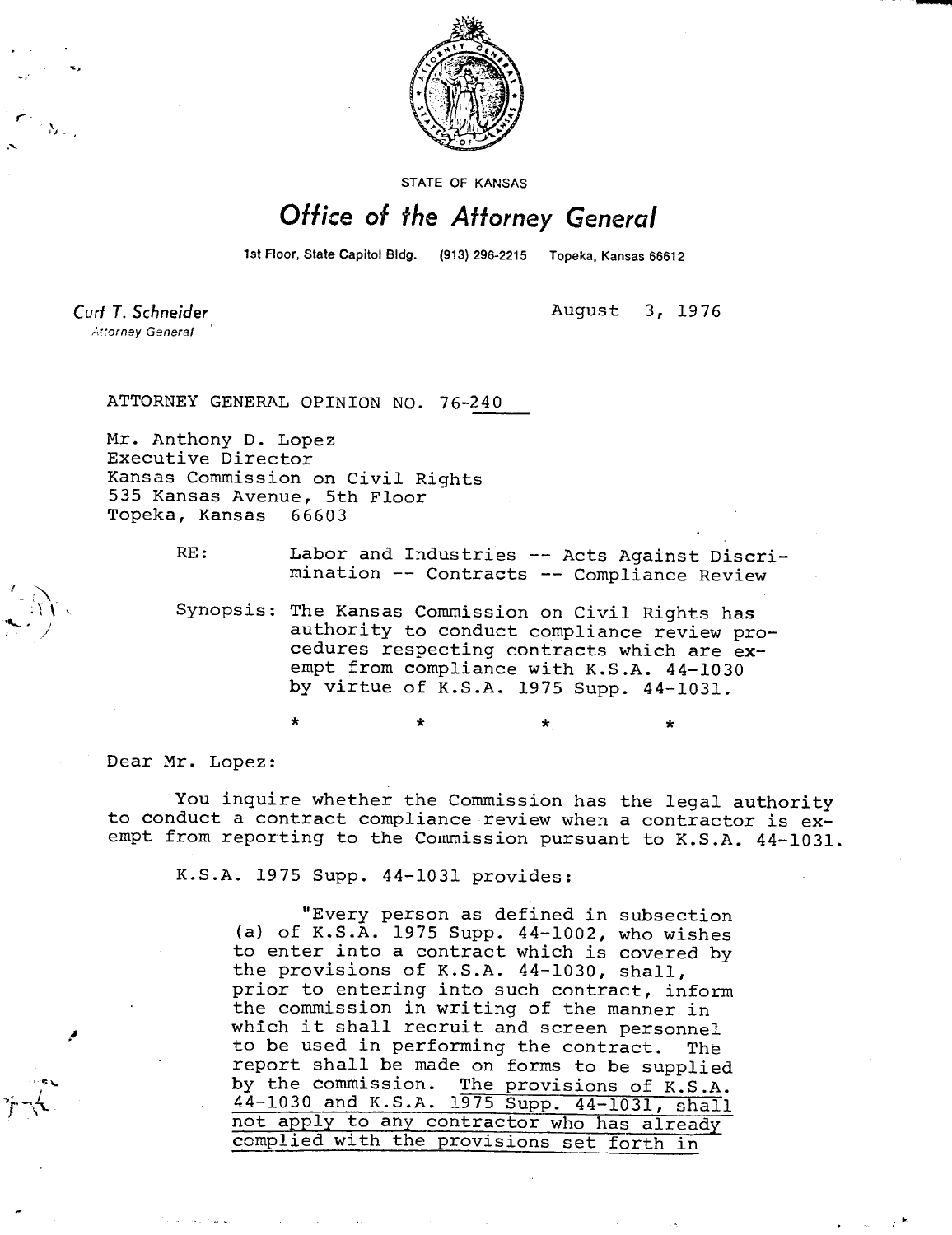STATE OF KANSAS

# *Office of the Attorney General*

1st Floor, State Capitol Bldg. (913) 296-2215 Topeka, Kansas 66612

*Curt T. Schneider*
*Attorney General*

August 3, 1976

ATTORNEY GENERAL OPINION NO. 76-240

Mr. Anthony D. Lopez
Executive Director
Kansas Commission on Civil Rights
535 Kansas Avenue, 5th Floor
Topeka, Kansas 66603

RE: Labor and Industries -- Acts Against Discrimination -- Contracts -- Compliance Review

Synopsis: The Kansas Commission on Civil Rights has authority to conduct compliance review procedures respecting contracts which are exempt from compliance with K.S.A. 44-1030 by virtue of K.S.A. 1975 Supp. 44-1031.

\* \* \* \*

Dear Mr. Lopez:

You inquire whether the Commission has the legal authority to conduct a contract compliance review when a contractor is exempt from reporting to the Commission pursuant to K.S.A. 44-1031.

K.S.A. 1975 Supp. 44-1031 provides:

> "Every person as defined in subsection (a) of K.S.A. 1975 Supp. 44-1002, who wishes to enter into a contract which is covered by the provisions of K.S.A. 44-1030, shall, prior to entering into such contract, inform the commission in writing of the manner in which it shall recruit and screen personnel to be used in performing the contract. The report shall be made on forms to be supplied by the commission. <u>The provisions of K.S.A. 44-1030 and K.S.A. 1975 Supp. 44-1031, shall not apply to any contractor who has already complied with the provisions set forth in</u>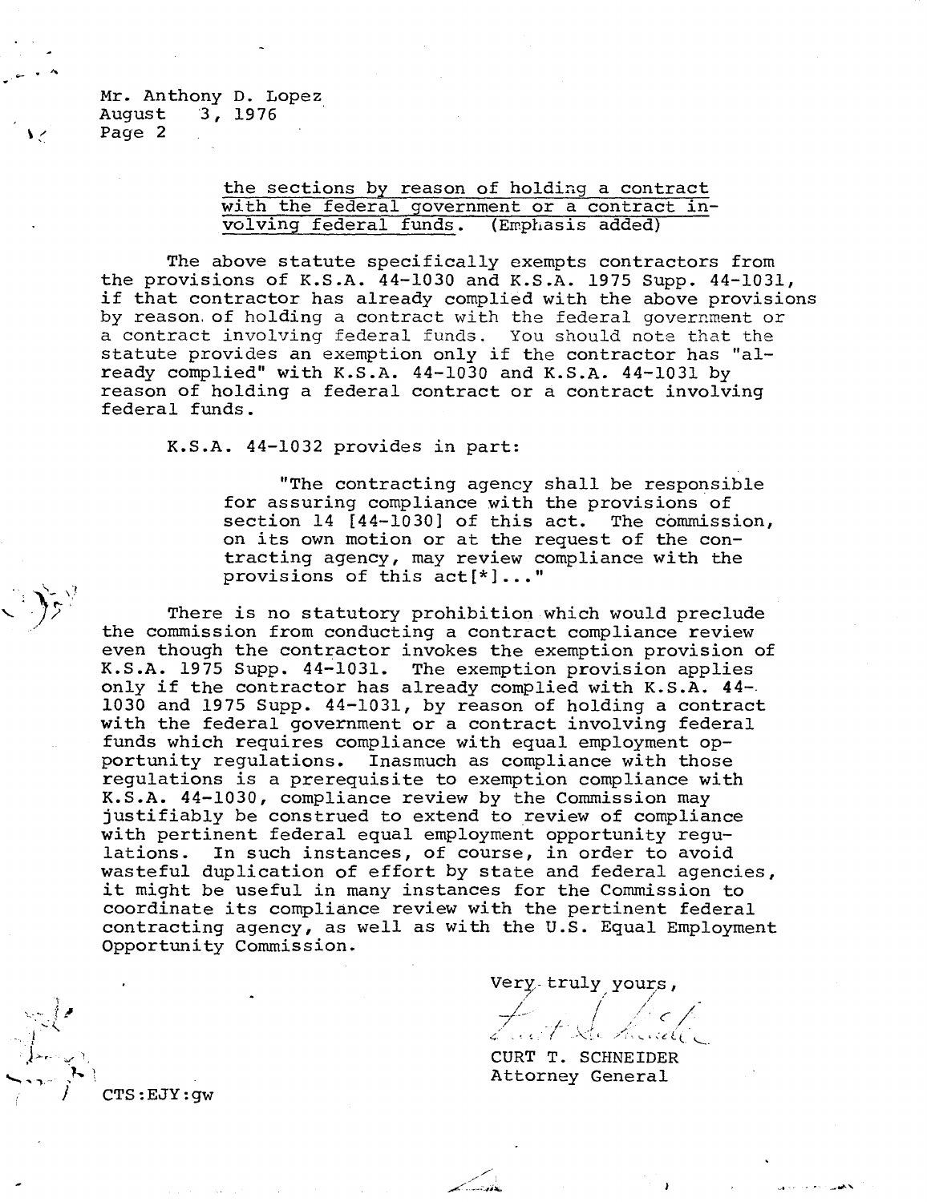Mr. Anthony D. Lopez
August 3, 1976
Page 2

> the sections by reason of holding a contract with the federal government or a contract involving federal funds. (Emphasis added)

The above statute specifically exempts contractors from the provisions of K.S.A. 44-1030 and K.S.A. 1975 Supp. 44-1031, if that contractor has already complied with the above provisions by reason of holding a contract with the federal government or a contract involving federal funds. You should note that the statute provides an exemption only if the contractor has "already complied" with K.S.A. 44-1030 and K.S.A. 44-1031 by reason of holding a federal contract or a contract involving federal funds.

K.S.A. 44-1032 provides in part:

> "The contracting agency shall be responsible for assuring compliance with the provisions of section 14 [44-1030] of this act. The commission, on its own motion or at the request of the contracting agency, may review compliance with the provisions of this act[*]..."

There is no statutory prohibition which would preclude the commission from conducting a contract compliance review even though the contractor invokes the exemption provision of K.S.A. 1975 Supp. 44-1031. The exemption provision applies only if the contractor has already complied with K.S.A. 44-1030 and 1975 Supp. 44-1031, by reason of holding a contract with the federal government or a contract involving federal funds which requires compliance with equal employment opportunity regulations. Inasmuch as compliance with those regulations is a prerequisite to exemption compliance with K.S.A. 44-1030, compliance review by the Commission may justifiably be construed to extend to review of compliance with pertinent federal equal employment opportunity regulations. In such instances, of course, in order to avoid wasteful duplication of effort by state and federal agencies, it might be useful in many instances for the Commission to coordinate its compliance review with the pertinent federal contracting agency, as well as with the U.S. Equal Employment Opportunity Commission.

Very truly yours,

CURT T. SCHNEIDER
Attorney General

CTS:EJY:gw